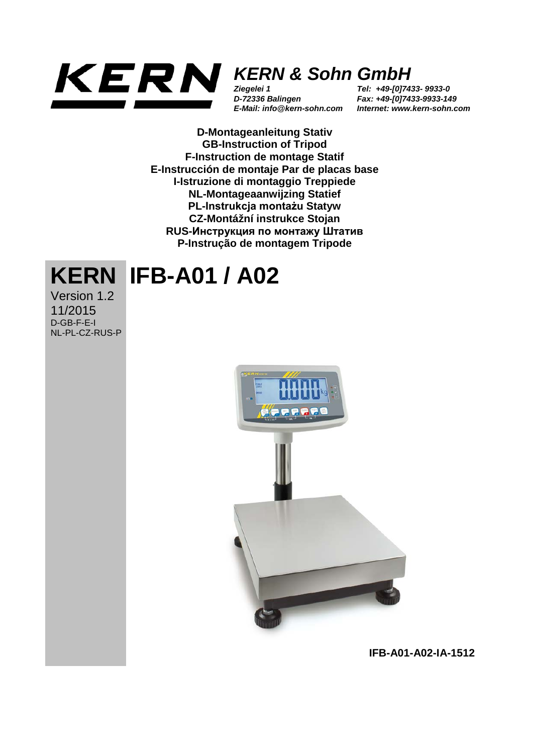# KERN & Sohn GmbH

*Ziegelei 1*
*D-72336 Balingen*
*E-Mail: info@kern-sohn.com*

*Tel: +49-[0]7433- 9933-0*
*Fax: +49-[0]7433-9933-149*
*Internet: www.kern-sohn.com*

**D-Montageanleitung Stativ**
**GB-Instruction of Tripod**
**F-Instruction de montage Statif**
**E-Instrucción de montaje Par de placas base**
**I-Istruzione di montaggio Treppiede**
**NL-Montageaanwijzing Statief**
**PL-Instrukcja montażu Statyw**
**CZ-Montážní instrukce Stojan**
**RUS-Инструкция по монтажу Штатив**
**P-Instrução de montagem Tripode**

# KERN IFB-A01 / A02

Version 1.2
11/2015
D-GB-F-E-I
NL-PL-CZ-RUS-P

**IFB-A01-A02-IA-1512**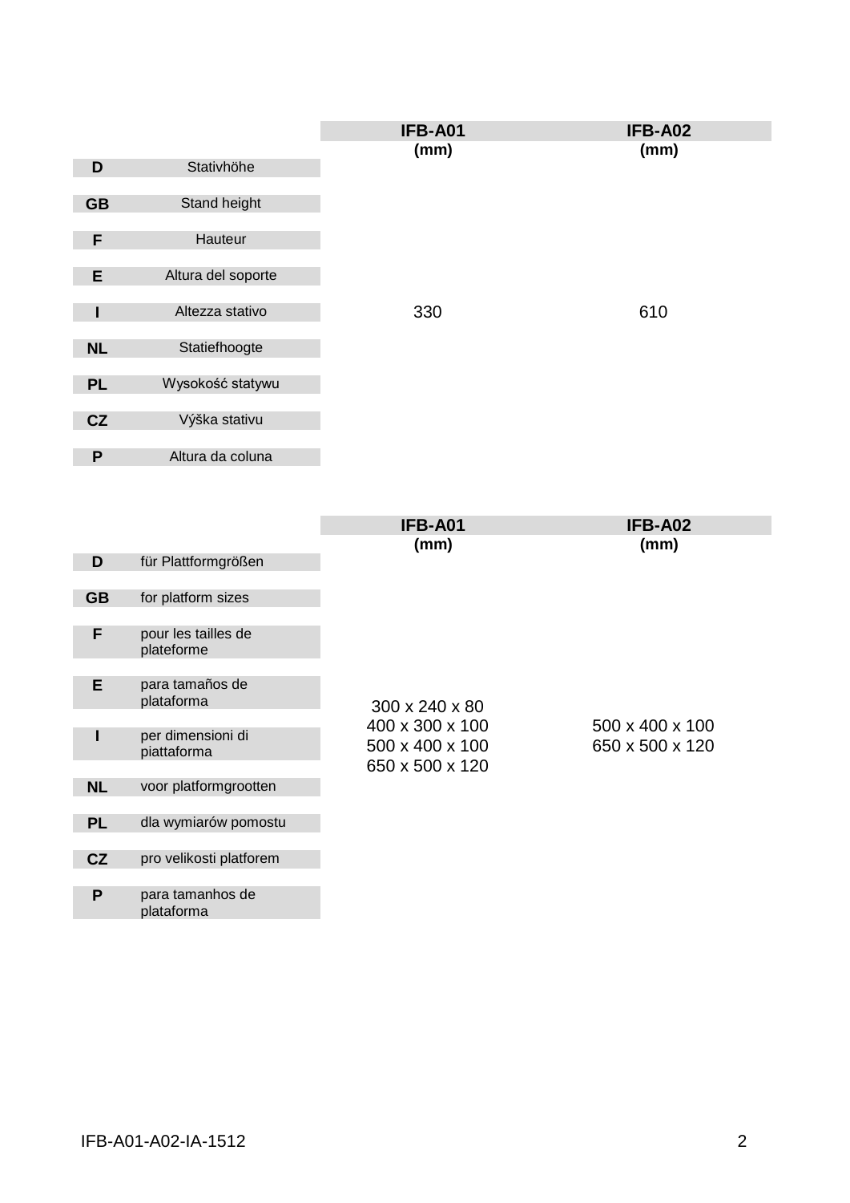| | | IFB-A01 (mm) | IFB-A02 (mm) |
|---|---|---|---|
| D | Stativhöhe | 330 | 610 |
| GB | Stand height | | |
| F | Hauteur | | |
| E | Altura del soporte | | |
| I | Altezza stativo | | |
| NL | Statiefhoogte | | |
| PL | Wysokość statywu | | |
| CZ | Výška stativu | | |
| P | Altura da coluna | | |

| | | IFB-A01 (mm) | IFB-A02 (mm) |
|---|---|---|---|
| D | für Plattformgrößen | 300 x 240 x 80<br>400 x 300 x 100<br>500 x 400 x 100<br>650 x 500 x 120 | 500 x 400 x 100<br>650 x 500 x 120 |
| GB | for platform sizes | | |
| F | pour les tailles de plateforme | | |
| E | para tamaños de plataforma | | |
| I | per dimensioni di piattaforma | | |
| NL | voor platformgrootten | | |
| PL | dla wymiarów pomostu | | |
| CZ | pro velikosti platforem | | |
| P | para tamanhos de plataforma | | |

IFB-A01-A02-IA-1512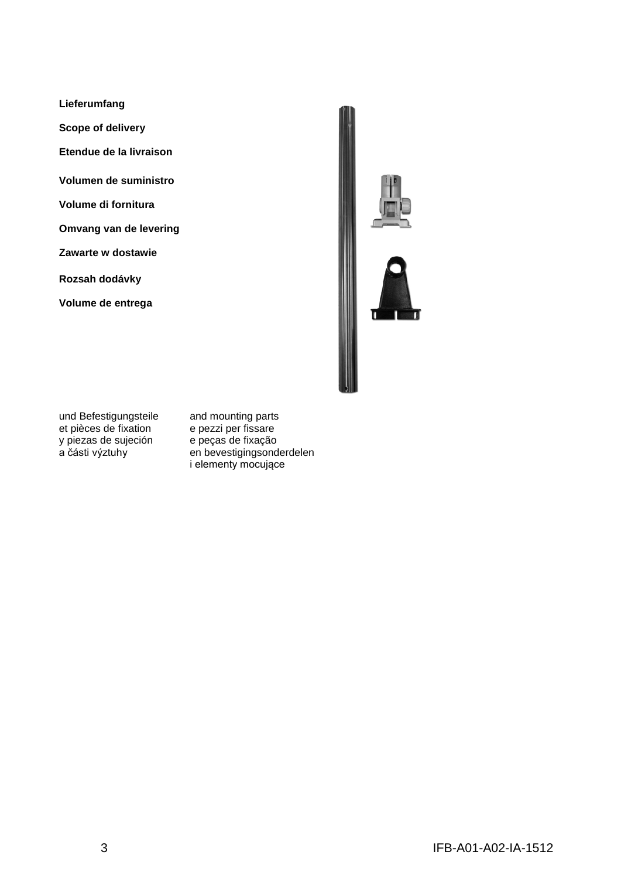**Lieferumfang**

**Scope of delivery**

**Etendue de la livraison**

**Volumen de suministro**

**Volume di fornitura**

**Omvang van de levering**

**Zawarte w dostawie**

**Rozsah dodávky**

**Volume de entrega**

und Befestigungsteile
et pièces de fixation
y piezas de sujeción
a části výztuhy

and mounting parts
e pezzi per fissare
e peças de fixação
en bevestigingsonderdelen
i elementy mocujące

IFB-A01-A02-IA-1512